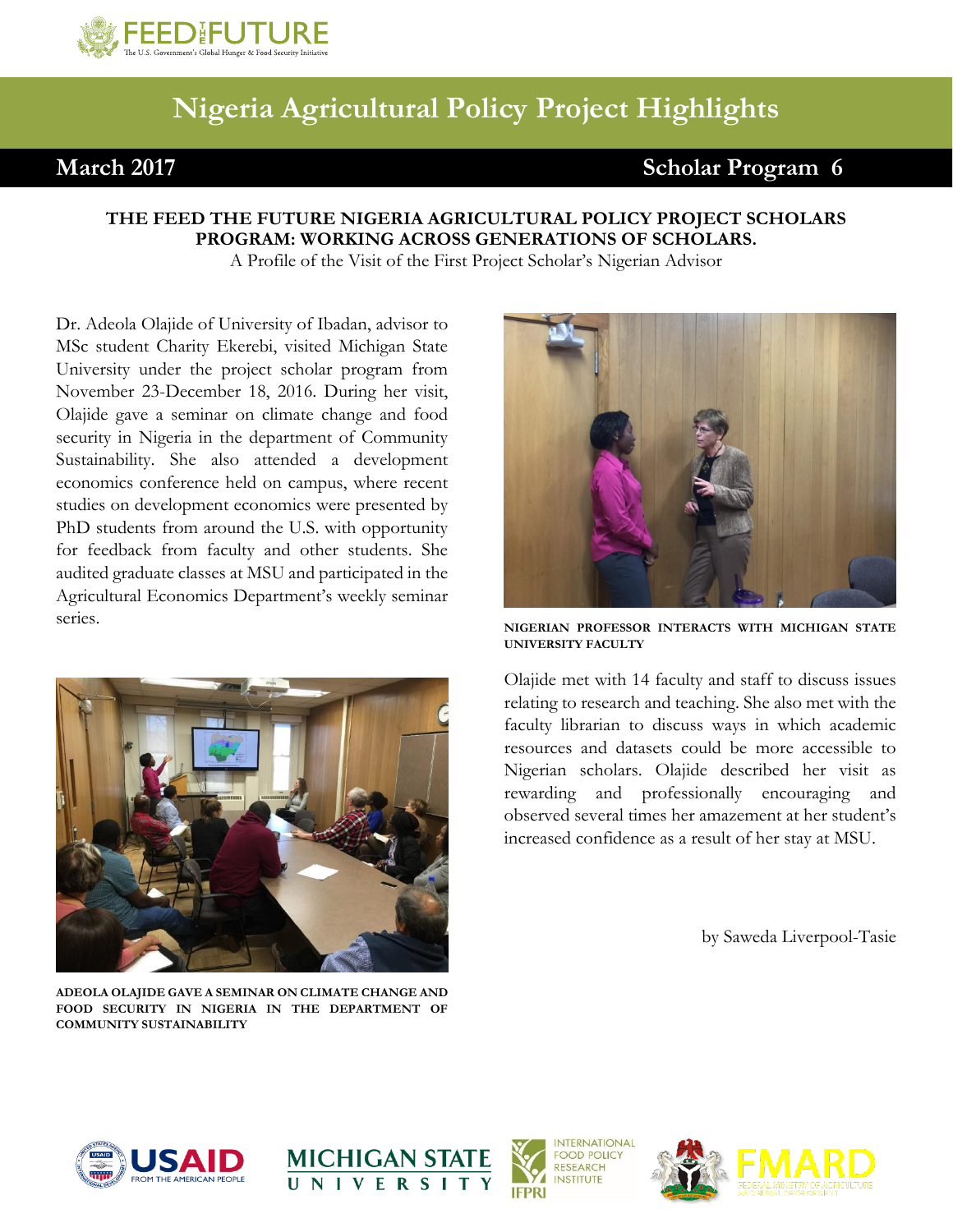# Nigeria Agricultural Policy Project Highlights

**March 2017** **Scholar Program 6**

**THE FEED THE FUTURE NIGERIA AGRICULTURAL POLICY PROJECT SCHOLARS PROGRAM: WORKING ACROSS GENERATIONS OF SCHOLARS.**

A Profile of the Visit of the First Project Scholar's Nigerian Advisor

Dr. Adeola Olajide of University of Ibadan, advisor to MSc student Charity Ekerebi, visited Michigan State University under the project scholar program from November 23-December 18, 2016. During her visit, Olajide gave a seminar on climate change and food security in Nigeria in the department of Community Sustainability. She also attended a development economics conference held on campus, where recent studies on development economics were presented by PhD students from around the U.S. with opportunity for feedback from faculty and other students. She audited graduate classes at MSU and participated in the Agricultural Economics Department's weekly seminar series.

**ADEOLA OLAJIDE GAVE A SEMINAR ON CLIMATE CHANGE AND FOOD SECURITY IN NIGERIA IN THE DEPARTMENT OF COMMUNITY SUSTAINABILITY**

**NIGERIAN PROFESSOR INTERACTS WITH MICHIGAN STATE UNIVERSITY FACULTY**

Olajide met with 14 faculty and staff to discuss issues relating to research and teaching. She also met with the faculty librarian to discuss ways in which academic resources and datasets could be more accessible to Nigerian scholars. Olajide described her visit as rewarding and professionally encouraging and observed several times her amazement at her student's increased confidence as a result of her stay at MSU.

by Saweda Liverpool-Tasie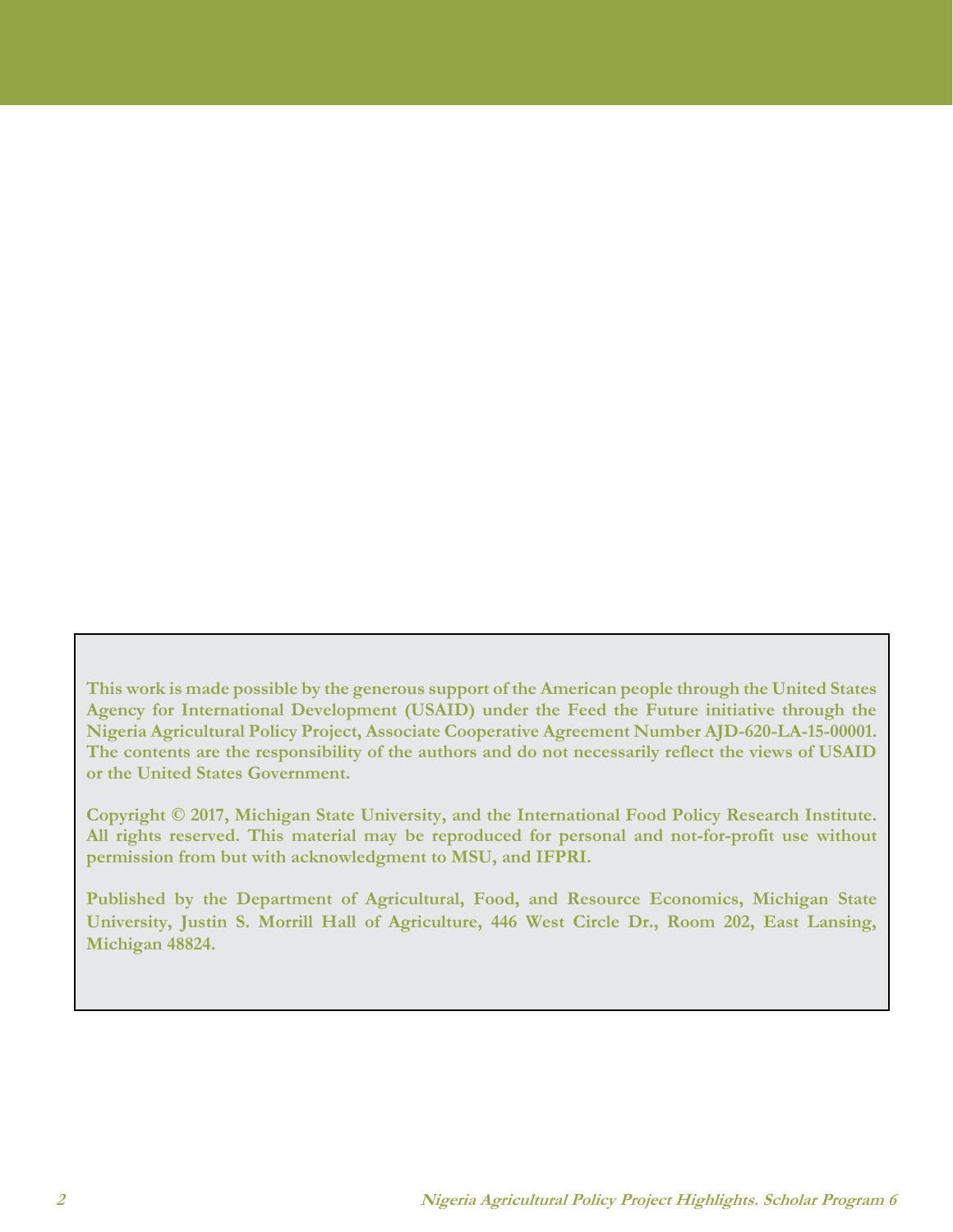**This work is made possible by the generous support of the American people through the United States Agency for International Development (USAID) under the Feed the Future initiative through the Nigeria Agricultural Policy Project, Associate Cooperative Agreement Number AJD-620-LA-15-00001. The contents are the responsibility of the authors and do not necessarily reflect the views of USAID or the United States Government.**

**Copyright © 2017, Michigan State University, and the International Food Policy Research Institute. All rights reserved. This material may be reproduced for personal and not-for-profit use without permission from but with acknowledgment to MSU, and IFPRI.**

**Published by the Department of Agricultural, Food, and Resource Economics, Michigan State University, Justin S. Morrill Hall of Agriculture, 446 West Circle Dr., Room 202, East Lansing, Michigan 48824.**